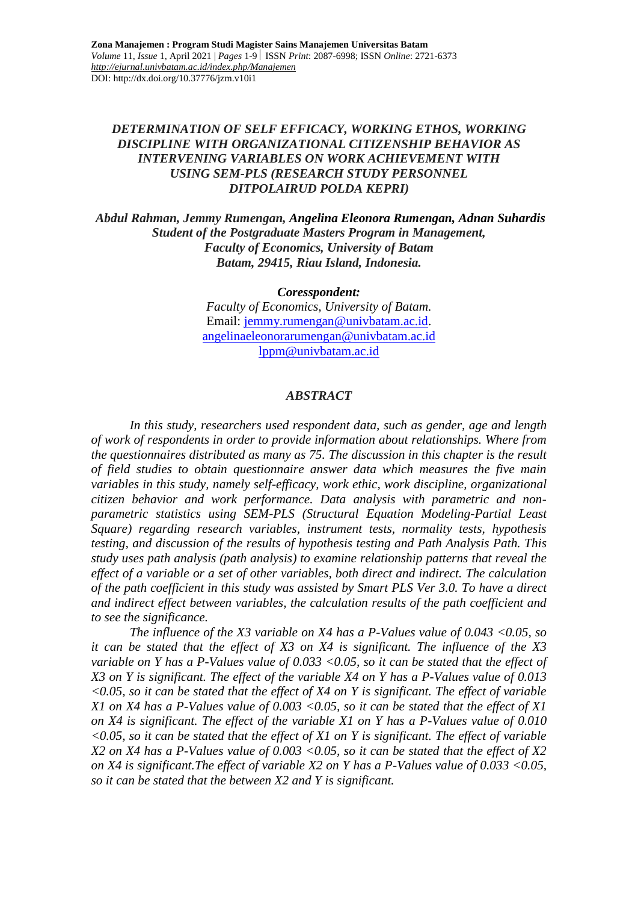# *DETERMINATION OF SELF EFFICACY, WORKING ETHOS, WORKING DISCIPLINE WITH ORGANIZATIONAL CITIZENSHIP BEHAVIOR AS INTERVENING VARIABLES ON WORK ACHIEVEMENT WITH USING SEM-PLS (RESEARCH STUDY PERSONNEL DITPOLAIRUD POLDA KEPRI)*

***Abdul Rahman, Jemmy Rumengan, Angelina Eleonora Rumengan, Adnan Suhardis***
***Student of the Postgraduate Masters Program in Management,***
***Faculty of Economics, University of Batam***
***Batam, 29415, Riau Island, Indonesia.***

***Coresspondent:***
*Faculty of Economics, University of Batam.*
Email: jemmy.rumengan@univbatam.ac.id.
angelinaeleonorarumengan@univbatam.ac.id
lppm@univbatam.ac.id

## *ABSTRACT*

*In this study, researchers used respondent data, such as gender, age and length of work of respondents in order to provide information about relationships. Where from the questionnaires distributed as many as 75. The discussion in this chapter is the result of field studies to obtain questionnaire answer data which measures the five main variables in this study, namely self-efficacy, work ethic, work discipline, organizational citizen behavior and work performance. Data analysis with parametric and non-parametric statistics using SEM-PLS (Structural Equation Modeling-Partial Least Square) regarding research variables, instrument tests, normality tests, hypothesis testing, and discussion of the results of hypothesis testing and Path Analysis Path. This study uses path analysis (path analysis) to examine relationship patterns that reveal the effect of a variable or a set of other variables, both direct and indirect. The calculation of the path coefficient in this study was assisted by Smart PLS Ver 3.0. To have a direct and indirect effect between variables, the calculation results of the path coefficient and to see the significance.*

*The influence of the X3 variable on X4 has a P-Values value of 0.043 <0.05, so it can be stated that the effect of X3 on X4 is significant. The influence of the X3 variable on Y has a P-Values value of 0.033 <0.05, so it can be stated that the effect of X3 on Y is significant. The effect of the variable X4 on Y has a P-Values value of 0.013 <0.05, so it can be stated that the effect of X4 on Y is significant. The effect of variable X1 on X4 has a P-Values value of 0.003 <0.05, so it can be stated that the effect of X1 on X4 is significant. The effect of the variable X1 on Y has a P-Values value of 0.010 <0.05, so it can be stated that the effect of X1 on Y is significant. The effect of variable X2 on X4 has a P-Values value of 0.003 <0.05, so it can be stated that the effect of X2 on X4 is significant.The effect of variable X2 on Y has a P-Values value of 0.033 <0.05, so it can be stated that the between X2 and Y is significant.*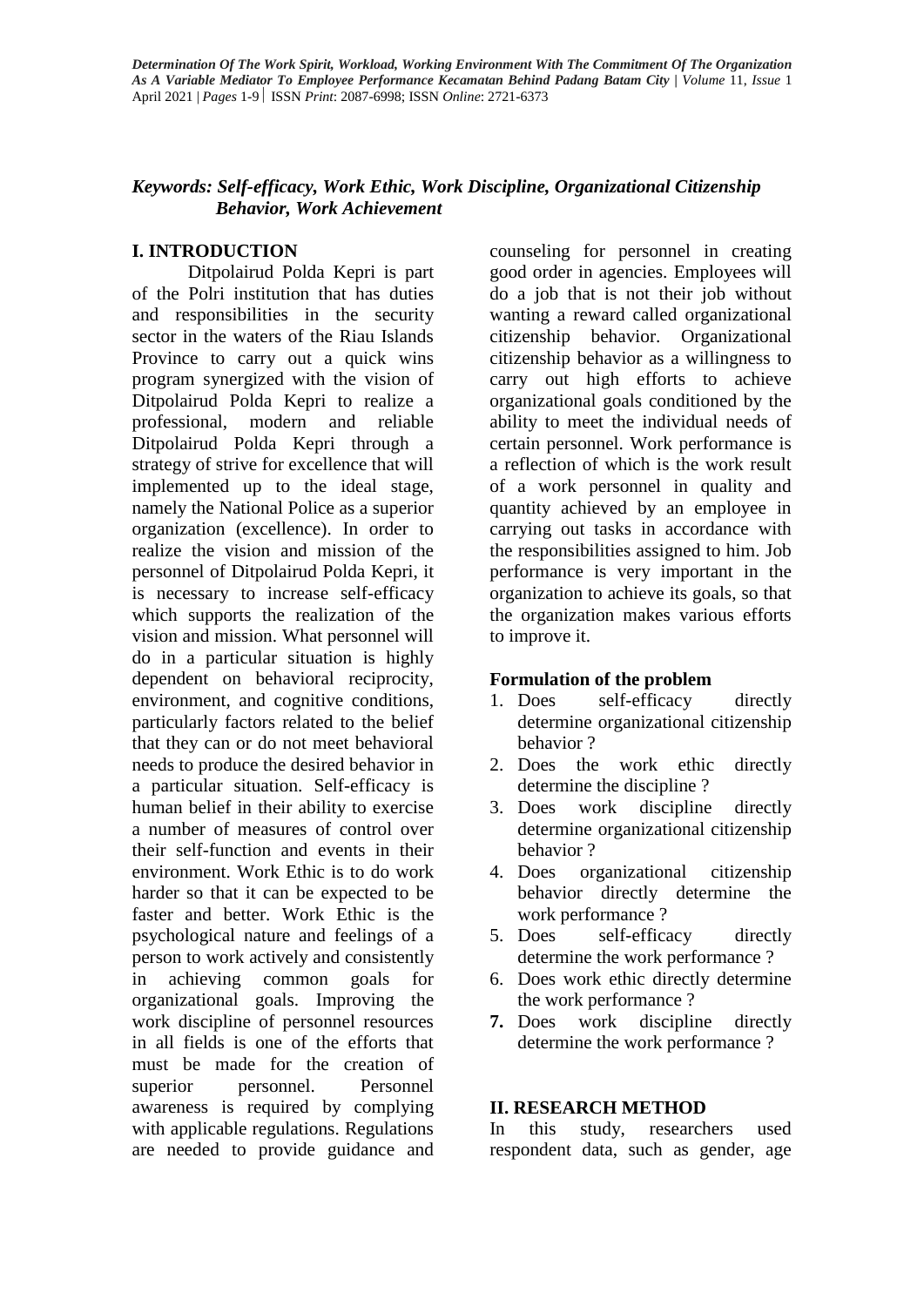***Keywords: Self-efficacy, Work Ethic, Work Discipline, Organizational Citizenship Behavior, Work Achievement***

## I. INTRODUCTION

Ditpolairud Polda Kepri is part of the Polri institution that has duties and responsibilities in the security sector in the waters of the Riau Islands Province to carry out a quick wins program synergized with the vision of Ditpolairud Polda Kepri to realize a professional, modern and reliable Ditpolairud Polda Kepri through a strategy of strive for excellence that will implemented up to the ideal stage, namely the National Police as a superior organization (excellence). In order to realize the vision and mission of the personnel of Ditpolairud Polda Kepri, it is necessary to increase self-efficacy which supports the realization of the vision and mission. What personnel will do in a particular situation is highly dependent on behavioral reciprocity, environment, and cognitive conditions, particularly factors related to the belief that they can or do not meet behavioral needs to produce the desired behavior in a particular situation. Self-efficacy is human belief in their ability to exercise a number of measures of control over their self-function and events in their environment. Work Ethic is to do work harder so that it can be expected to be faster and better. Work Ethic is the psychological nature and feelings of a person to work actively and consistently in achieving common goals for organizational goals. Improving the work discipline of personnel resources in all fields is one of the efforts that must be made for the creation of superior personnel. Personnel awareness is required by complying with applicable regulations. Regulations are needed to provide guidance and counseling for personnel in creating good order in agencies. Employees will do a job that is not their job without wanting a reward called organizational citizenship behavior. Organizational citizenship behavior as a willingness to carry out high efforts to achieve organizational goals conditioned by the ability to meet the individual needs of certain personnel. Work performance is a reflection of which is the work result of a work personnel in quality and quantity achieved by an employee in carrying out tasks in accordance with the responsibilities assigned to him. Job performance is very important in the organization to achieve its goals, so that the organization makes various efforts to improve it.

### Formulation of the problem

1. Does self-efficacy directly determine organizational citizenship behavior ?
2. Does the work ethic directly determine the discipline ?
3. Does work discipline directly determine organizational citizenship behavior ?
4. Does organizational citizenship behavior directly determine the work performance ?
5. Does self-efficacy directly determine the work performance ?
6. Does work ethic directly determine the work performance ?
7. Does work discipline directly determine the work performance ?

## II. RESEARCH METHOD

In this study, researchers used respondent data, such as gender, age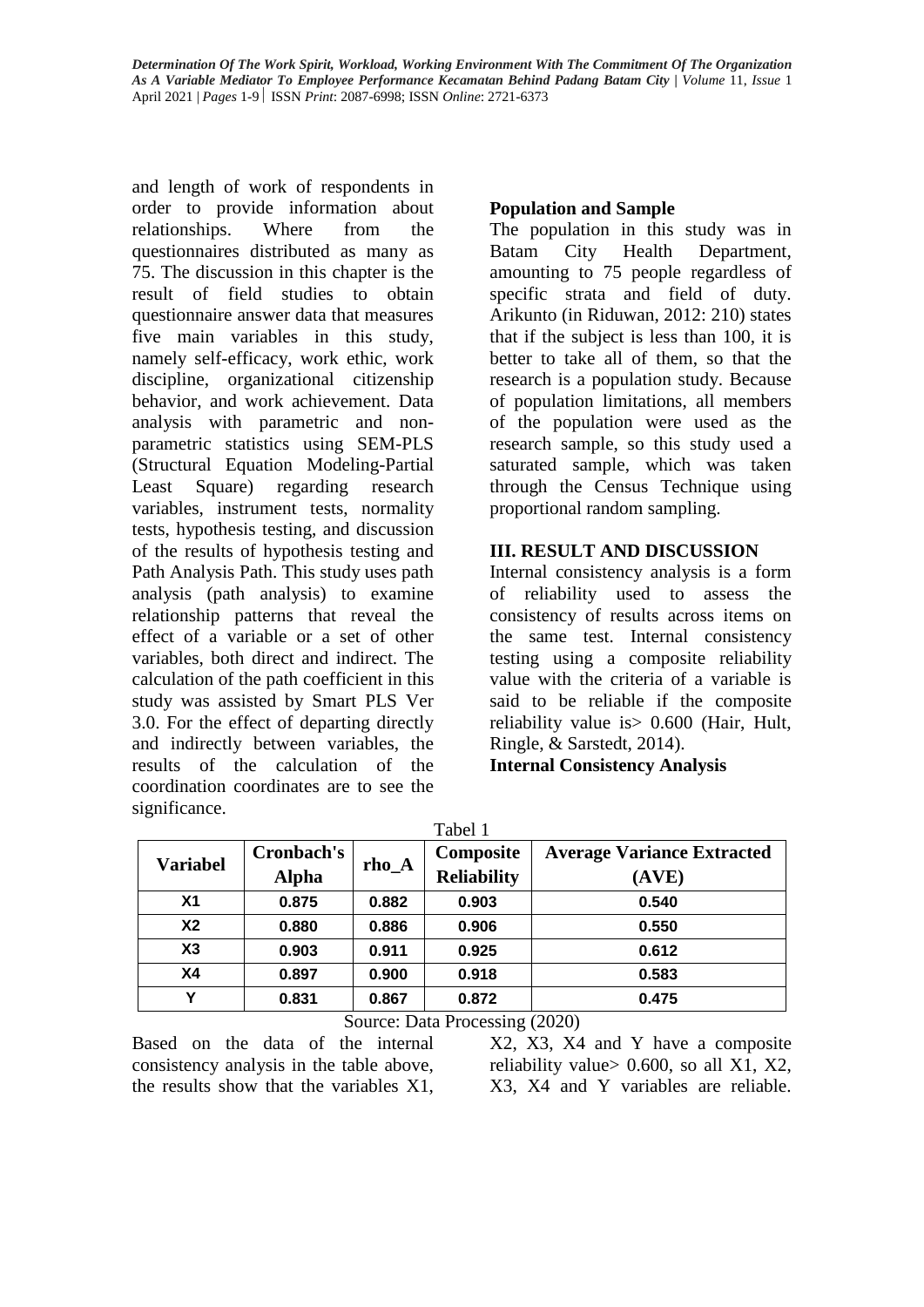and length of work of respondents in order to provide information about relationships. Where from the questionnaires distributed as many as 75. The discussion in this chapter is the result of field studies to obtain questionnaire answer data that measures five main variables in this study, namely self-efficacy, work ethic, work discipline, organizational citizenship behavior, and work achievement. Data analysis with parametric and non-parametric statistics using SEM-PLS (Structural Equation Modeling-Partial Least Square) regarding research variables, instrument tests, normality tests, hypothesis testing, and discussion of the results of hypothesis testing and Path Analysis Path. This study uses path analysis (path analysis) to examine relationship patterns that reveal the effect of a variable or a set of other variables, both direct and indirect. The calculation of the path coefficient in this study was assisted by Smart PLS Ver 3.0. For the effect of departing directly and indirectly between variables, the results of the calculation of the coordination coordinates are to see the significance.

**Population and Sample**

The population in this study was in Batam City Health Department, amounting to 75 people regardless of specific strata and field of duty. Arikunto (in Riduwan, 2012: 210) states that if the subject is less than 100, it is better to take all of them, so that the research is a population study. Because of population limitations, all members of the population were used as the research sample, so this study used a saturated sample, which was taken through the Census Technique using proportional random sampling.

## III. RESULT AND DISCUSSION

Internal consistency analysis is a form of reliability used to assess the consistency of results across items on the same test. Internal consistency testing using a composite reliability value with the criteria of a variable is said to be reliable if the composite reliability value is> 0.600 (Hair, Hult, Ringle, & Sarstedt, 2014).

**Internal Consistency Analysis**

Tabel 1

| Variabel | Cronbach's Alpha | rho_A | Composite Reliability | Average Variance Extracted (AVE) |
|---|---|---|---|---|
| X1 | 0.875 | 0.882 | 0.903 | 0.540 |
| X2 | 0.880 | 0.886 | 0.906 | 0.550 |
| X3 | 0.903 | 0.911 | 0.925 | 0.612 |
| X4 | 0.897 | 0.900 | 0.918 | 0.583 |
| Y | 0.831 | 0.867 | 0.872 | 0.475 |

Source: Data Processing (2020)

Based on the data of the internal consistency analysis in the table above, the results show that the variables X1, X2, X3, X4 and Y have a composite reliability value> 0.600, so all X1, X2, X3, X4 and Y variables are reliable.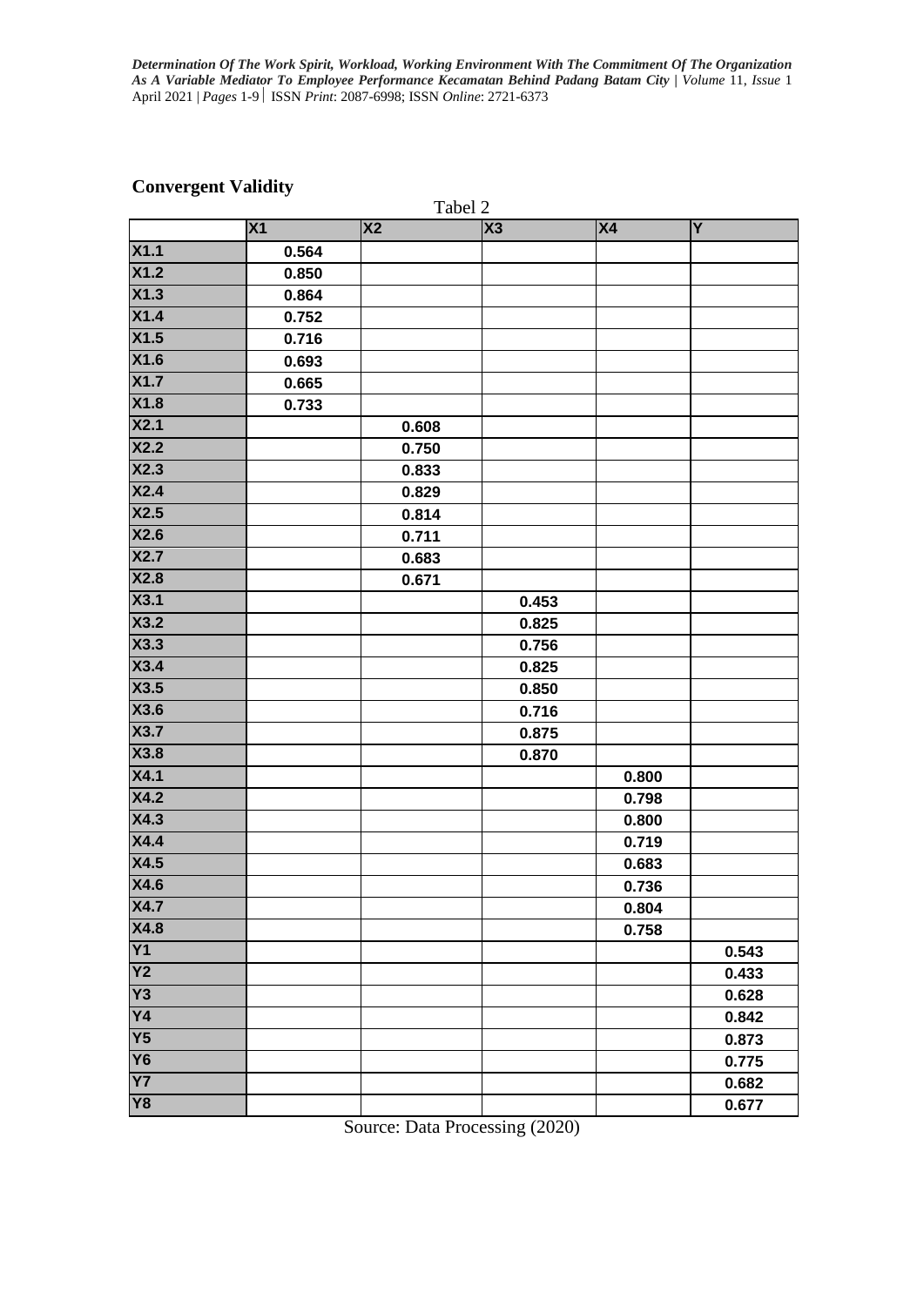## Convergent Validity

Tabel 2

| | X1 | X2 | X3 | X4 | Y |
|---|---|---|---|---|---|
| X1.1 | 0.564 | | | | |
| X1.2 | 0.850 | | | | |
| X1.3 | 0.864 | | | | |
| X1.4 | 0.752 | | | | |
| X1.5 | 0.716 | | | | |
| X1.6 | 0.693 | | | | |
| X1.7 | 0.665 | | | | |
| X1.8 | 0.733 | | | | |
| X2.1 | | 0.608 | | | |
| X2.2 | | 0.750 | | | |
| X2.3 | | 0.833 | | | |
| X2.4 | | 0.829 | | | |
| X2.5 | | 0.814 | | | |
| X2.6 | | 0.711 | | | |
| X2.7 | | 0.683 | | | |
| X2.8 | | 0.671 | | | |
| X3.1 | | | 0.453 | | |
| X3.2 | | | 0.825 | | |
| X3.3 | | | 0.756 | | |
| X3.4 | | | 0.825 | | |
| X3.5 | | | 0.850 | | |
| X3.6 | | | 0.716 | | |
| X3.7 | | | 0.875 | | |
| X3.8 | | | 0.870 | | |
| X4.1 | | | | 0.800 | |
| X4.2 | | | | 0.798 | |
| X4.3 | | | | 0.800 | |
| X4.4 | | | | 0.719 | |
| X4.5 | | | | 0.683 | |
| X4.6 | | | | 0.736 | |
| X4.7 | | | | 0.804 | |
| X4.8 | | | | 0.758 | |
| Y1 | | | | | 0.543 |
| Y2 | | | | | 0.433 |
| Y3 | | | | | 0.628 |
| Y4 | | | | | 0.842 |
| Y5 | | | | | 0.873 |
| Y6 | | | | | 0.775 |
| Y7 | | | | | 0.682 |
| Y8 | | | | | 0.677 |

Source: Data Processing (2020)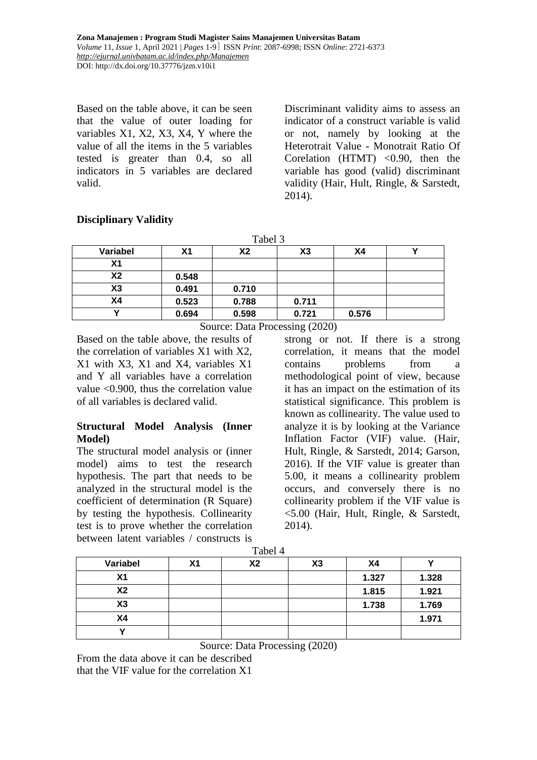Based on the table above, it can be seen that the value of outer loading for variables X1, X2, X3, X4, Y where the value of all the items in the 5 variables tested is greater than 0.4, so all indicators in 5 variables are declared valid.

Discriminant validity aims to assess an indicator of a construct variable is valid or not, namely by looking at the Heterotrait Value - Monotrait Ratio Of Corelation (HTMT) <0.90, then the variable has good (valid) discriminant validity (Hair, Hult, Ringle, & Sarstedt, 2014).

**Disciplinary Validity**

Tabel 3

| Variabel | X1 | X2 | X3 | X4 | Y |
|---|---|---|---|---|---|
| X1 | | | | | |
| X2 | 0.548 | | | | |
| X3 | 0.491 | 0.710 | | | |
| X4 | 0.523 | 0.788 | 0.711 | | |
| Y | 0.694 | 0.598 | 0.721 | 0.576 | |

Source: Data Processing (2020)

Based on the table above, the results of the correlation of variables X1 with X2, X1 with X3, X1 and X4, variables X1 and Y all variables have a correlation value <0.900, thus the correlation value of all variables is declared valid.

**Structural Model Analysis (Inner Model)**

The structural model analysis or (inner model) aims to test the research hypothesis. The part that needs to be analyzed in the structural model is the coefficient of determination (R Square) by testing the hypothesis. Collinearity test is to prove whether the correlation between latent variables / constructs is strong or not. If there is a strong correlation, it means that the model contains problems from a methodological point of view, because it has an impact on the estimation of its statistical significance. This problem is known as collinearity. The value used to analyze it is by looking at the Variance Inflation Factor (VIF) value. (Hair, Hult, Ringle, & Sarstedt, 2014; Garson, 2016). If the VIF value is greater than 5.00, it means a collinearity problem occurs, and conversely there is no collinearity problem if the VIF value is <5.00 (Hair, Hult, Ringle, & Sarstedt, 2014).

Tabel 4

| Variabel | X1 | X2 | X3 | X4 | Y |
|---|---|---|---|---|---|
| X1 | | | | 1.327 | 1.328 |
| X2 | | | | 1.815 | 1.921 |
| X3 | | | | 1.738 | 1.769 |
| X4 | | | | | 1.971 |
| Y | | | | | |

Source: Data Processing (2020)

From the data above it can be described that the VIF value for the correlation X1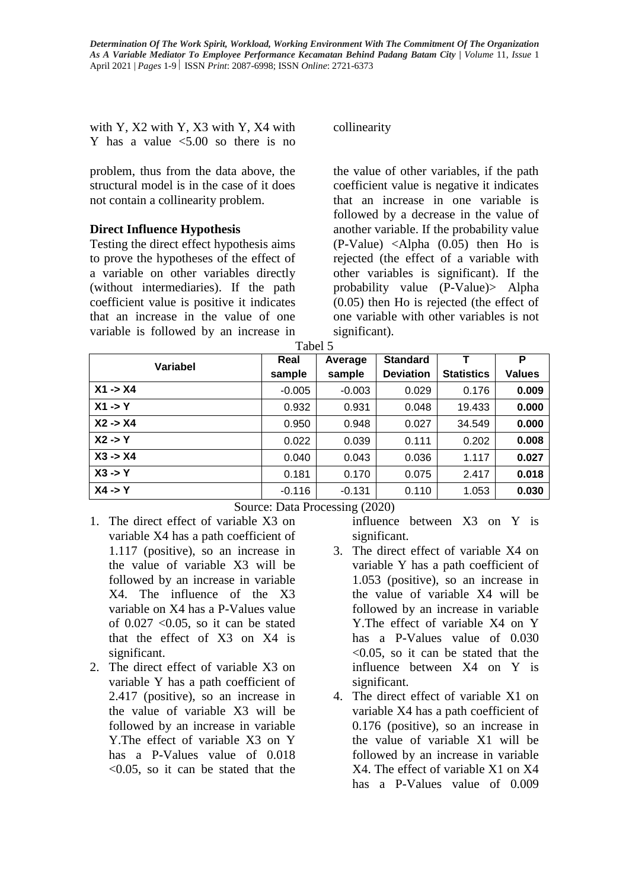with Y, X2 with Y, X3 with Y, X4 with Y has a value <5.00 so there is no collinearity problem, thus from the data above, the structural model is in the case of it does not contain a collinearity problem.

### Direct Influence Hypothesis

Testing the direct effect hypothesis aims to prove the hypotheses of the effect of a variable on other variables directly (without intermediaries). If the path coefficient value is positive it indicates that an increase in the value of one variable is followed by an increase in the value of other variables, if the path coefficient value is negative it indicates that an increase in one variable is followed by a decrease in the value of another variable. If the probability value (P-Value) <Alpha (0.05) then Ho is rejected (the effect of a variable with other variables is significant). If the probability value (P-Value)> Alpha (0.05) then Ho is rejected (the effect of one variable with other variables is not significant).

Tabel 5

| Variabel | Real sample | Average sample | Standard Deviation | T Statistics | P Values |
|---|---|---|---|---|---|
| X1 -> X4 | -0.005 | -0.003 | 0.029 | 0.176 | **0.009** |
| X1 -> Y | 0.932 | 0.931 | 0.048 | 19.433 | **0.000** |
| X2 -> X4 | 0.950 | 0.948 | 0.027 | 34.549 | **0.000** |
| X2 -> Y | 0.022 | 0.039 | 0.111 | 0.202 | **0.008** |
| X3 -> X4 | 0.040 | 0.043 | 0.036 | 1.117 | **0.027** |
| X3 -> Y | 0.181 | 0.170 | 0.075 | 2.417 | **0.018** |
| X4 -> Y | -0.116 | -0.131 | 0.110 | 1.053 | **0.030** |

Source: Data Processing (2020)

1. The direct effect of variable X3 on variable X4 has a path coefficient of 1.117 (positive), so an increase in the value of variable X3 will be followed by an increase in variable X4. The influence of the X3 variable on X4 has a P-Values value of 0.027 <0.05, so it can be stated that the effect of X3 on X4 is significant.
2. The direct effect of variable X3 on variable Y has a path coefficient of 2.417 (positive), so an increase in the value of variable X3 will be followed by an increase in variable Y.The effect of variable X3 on Y has a P-Values value of 0.018 <0.05, so it can be stated that the influence between X3 on Y is significant.
3. The direct effect of variable X4 on variable Y has a path coefficient of 1.053 (positive), so an increase in the value of variable X4 will be followed by an increase in variable Y.The effect of variable X4 on Y has a P-Values value of 0.030 <0.05, so it can be stated that the influence between X4 on Y is significant.
4. The direct effect of variable X1 on variable X4 has a path coefficient of 0.176 (positive), so an increase in the value of variable X1 will be followed by an increase in variable X4. The effect of variable X1 on X4 has a P-Values value of 0.009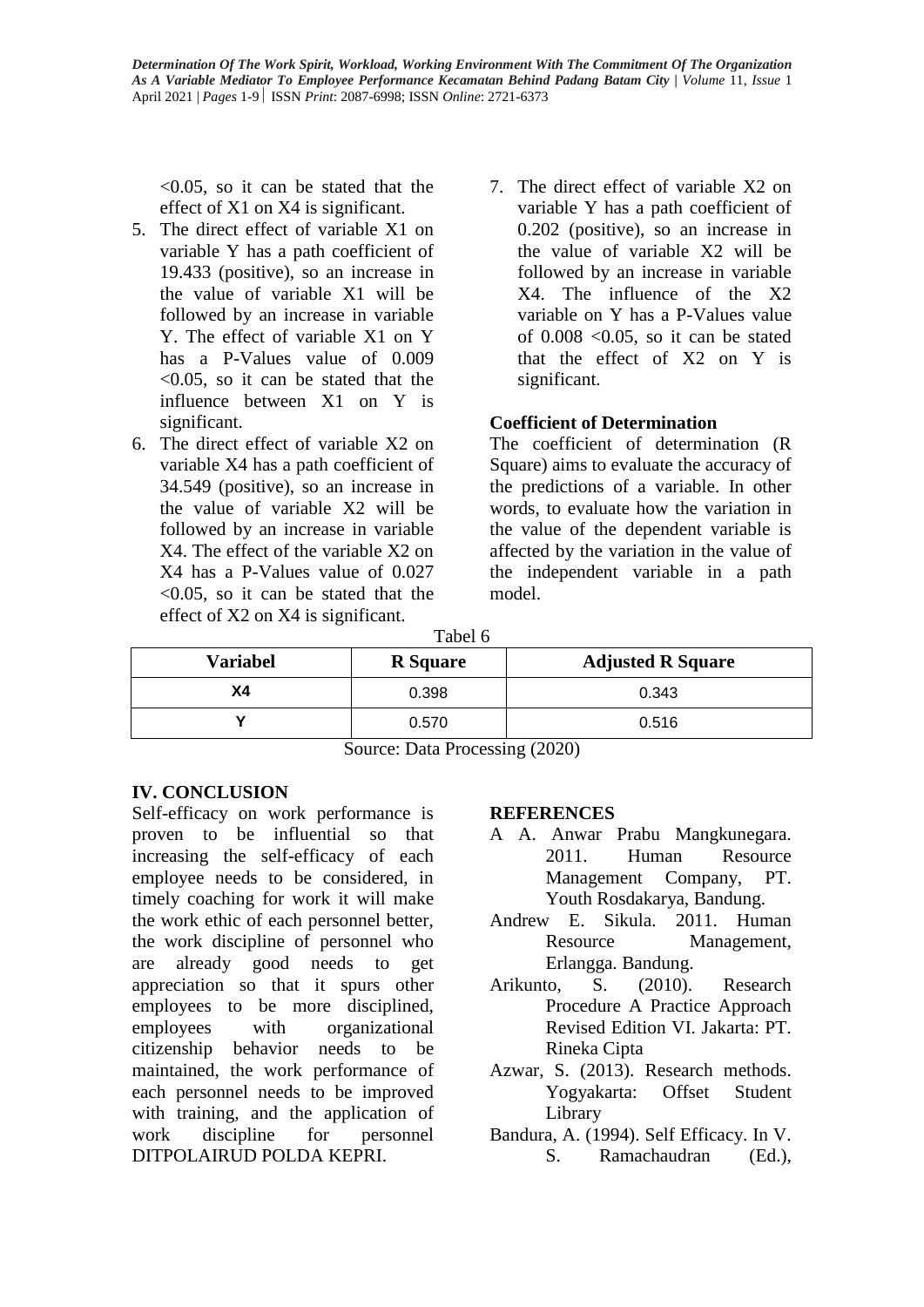<0.05, so it can be stated that the effect of X1 on X4 is significant.

5. The direct effect of variable X1 on variable Y has a path coefficient of 19.433 (positive), so an increase in the value of variable X1 will be followed by an increase in variable Y. The effect of variable X1 on Y has a P-Values value of 0.009 <0.05, so it can be stated that the influence between X1 on Y is significant.
6. The direct effect of variable X2 on variable X4 has a path coefficient of 34.549 (positive), so an increase in the value of variable X2 will be followed by an increase in variable X4. The effect of the variable X2 on X4 has a P-Values value of 0.027 <0.05, so it can be stated that the effect of X2 on X4 is significant.
7. The direct effect of variable X2 on variable Y has a path coefficient of 0.202 (positive), so an increase in the value of variable X2 will be followed by an increase in variable X4. The influence of the X2 variable on Y has a P-Values value of 0.008 <0.05, so it can be stated that the effect of X2 on Y is significant.

**Coefficient of Determination**

The coefficient of determination (R Square) aims to evaluate the accuracy of the predictions of a variable. In other words, to evaluate how the variation in the value of the dependent variable is affected by the variation in the value of the independent variable in a path model.

Tabel 6

| Variabel | R Square | Adjusted R Square |
|---|---|---|
| X4 | 0.398 | 0.343 |
| Y | 0.570 | 0.516 |

Source: Data Processing (2020)

## IV. CONCLUSION

Self-efficacy on work performance is proven to be influential so that increasing the self-efficacy of each employee needs to be considered, in timely coaching for work it will make the work ethic of each personnel better, the work discipline of personnel who are already good needs to get appreciation so that it spurs other employees to be more disciplined, employees with organizational citizenship behavior needs to be maintained, the work performance of each personnel needs to be improved with training, and the application of work discipline for personnel DITPOLAIRUD POLDA KEPRI.

## REFERENCES

A A. Anwar Prabu Mangkunegara. 2011. Human Resource Management Company, PT. Youth Rosdakarya, Bandung.

Andrew E. Sikula. 2011. Human Resource Management, Erlangga. Bandung.

Arikunto, S. (2010). Research Procedure A Practice Approach Revised Edition VI. Jakarta: PT. Rineka Cipta

Azwar, S. (2013). Research methods. Yogyakarta: Offset Student Library

Bandura, A. (1994). Self Efficacy. In V. S. Ramachaudran (Ed.),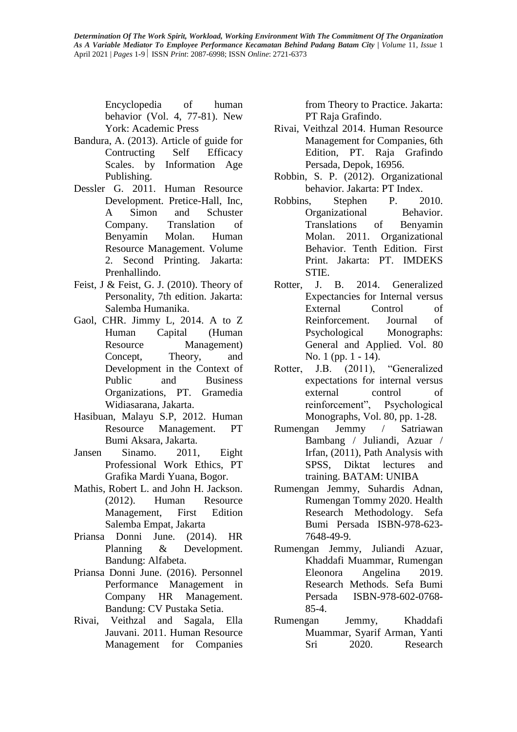Encyclopedia of human behavior (Vol. 4, 77-81). New York: Academic Press

Bandura, A. (2013). Article of guide for Contructing Self Efficacy Scales. by Information Age Publishing.

Dessler G. 2011. Human Resource Development. Pretice-Hall, Inc, A Simon and Schuster Company. Translation of Benyamin Molan. Human Resource Management. Volume 2. Second Printing. Jakarta: Prenhallindo.

Feist, J & Feist, G. J. (2010). Theory of Personality, 7th edition. Jakarta: Salemba Humanika.

Gaol, CHR. Jimmy L, 2014. A to Z Human Capital (Human Resource Management) Concept, Theory, and Development in the Context of Public and Business Organizations, PT. Gramedia Widiasarana, Jakarta.

Hasibuan, Malayu S.P, 2012. Human Resource Management. PT Bumi Aksara, Jakarta.

Jansen Sinamo. 2011, Eight Professional Work Ethics, PT Grafika Mardi Yuana, Bogor.

Mathis, Robert L. and John H. Jackson. (2012). Human Resource Management, First Edition Salemba Empat, Jakarta

Priansa Donni June. (2014). HR Planning & Development. Bandung: Alfabeta.

Priansa Donni June. (2016). Personnel Performance Management in Company HR Management. Bandung: CV Pustaka Setia.

Rivai, Veithzal and Sagala, Ella Jauvani. 2011. Human Resource Management for Companies from Theory to Practice. Jakarta: PT Raja Grafindo.

Rivai, Veithzal 2014. Human Resource Management for Companies, 6th Edition, PT. Raja Grafindo Persada, Depok, 16956.

Robbin, S. P. (2012). Organizational behavior. Jakarta: PT Index.

Robbins, Stephen P. 2010. Organizational Behavior. Translations of Benyamin Molan. 2011. Organizational Behavior. Tenth Edition. First Print. Jakarta: PT. IMDEKS STIE.

Rotter, J. B. 2014. Generalized Expectancies for Internal versus External Control of Reinforcement. Journal of Psychological Monographs: General and Applied. Vol. 80 No. 1 (pp. 1 - 14).

Rotter, J.B. (2011), "Generalized expectations for internal versus external control of reinforcement", Psychological Monographs, Vol. 80, pp. 1-28.

Rumengan Jemmy / Satriawan Bambang / Juliandi, Azuar / Irfan, (2011), Path Analysis with SPSS, Diktat lectures and training. BATAM: UNIBA

Rumengan Jemmy, Suhardis Adnan, Rumengan Tommy 2020. Health Research Methodology. Sefa Bumi Persada ISBN-978-623-7648-49-9.

Rumengan Jemmy, Juliandi Azuar, Khaddafi Muammar, Rumengan Eleonora Angelina 2019. Research Methods. Sefa Bumi Persada ISBN-978-602-0768-85-4.

Rumengan Jemmy, Khaddafi Muammar, Syarif Arman, Yanti Sri 2020. Research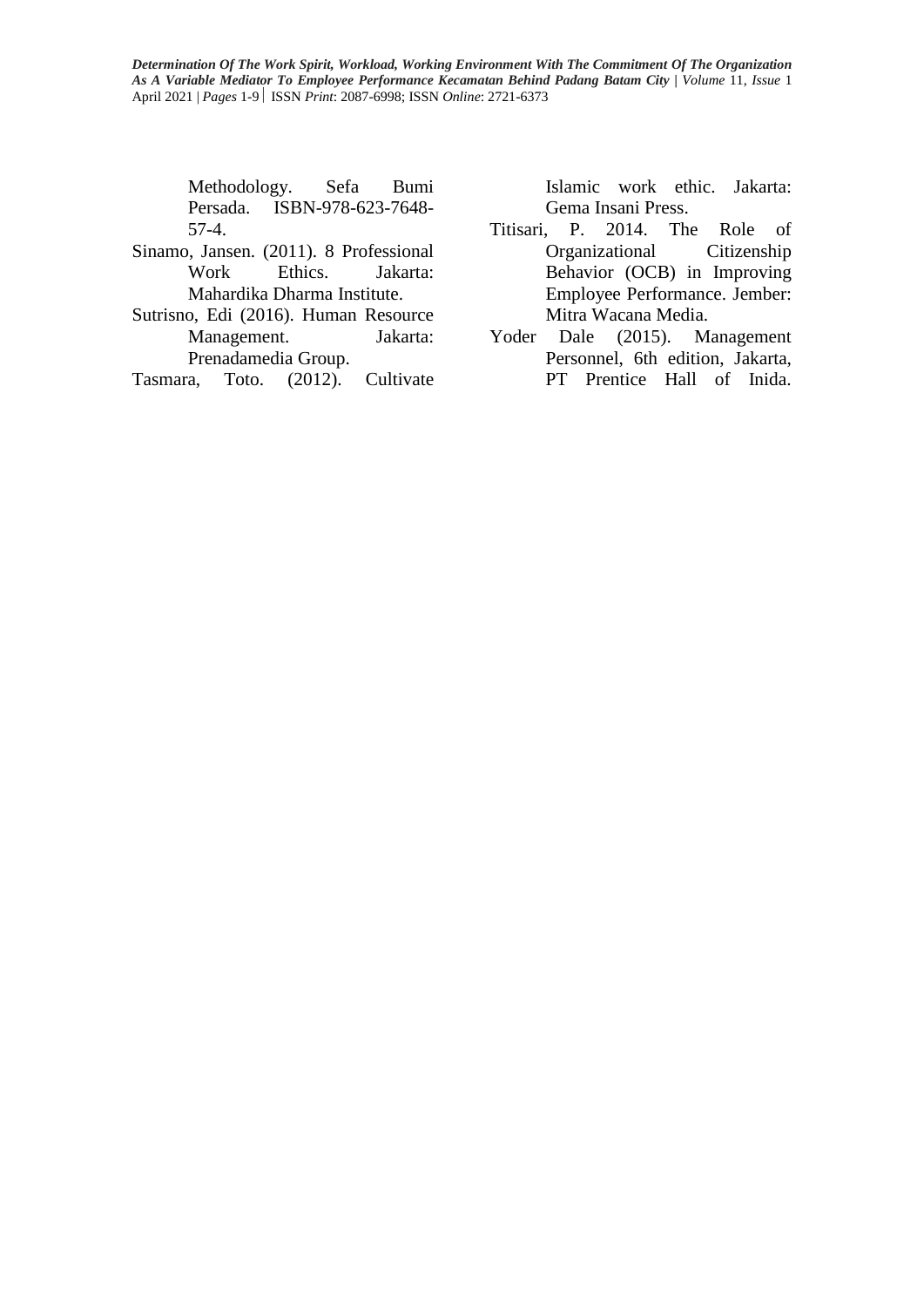Methodology. Sefa Bumi Persada. ISBN-978-623-7648-57-4.

Sinamo, Jansen. (2011). 8 Professional Work Ethics. Jakarta: Mahardika Dharma Institute.

Sutrisno, Edi (2016). Human Resource Management. Jakarta: Prenadamedia Group.

Tasmara, Toto. (2012). Cultivate Islamic work ethic. Jakarta: Gema Insani Press.

Titisari, P. 2014. The Role of Organizational Citizenship Behavior (OCB) in Improving Employee Performance. Jember: Mitra Wacana Media.

Yoder Dale (2015). Management Personnel, 6th edition, Jakarta, PT Prentice Hall of Inida.